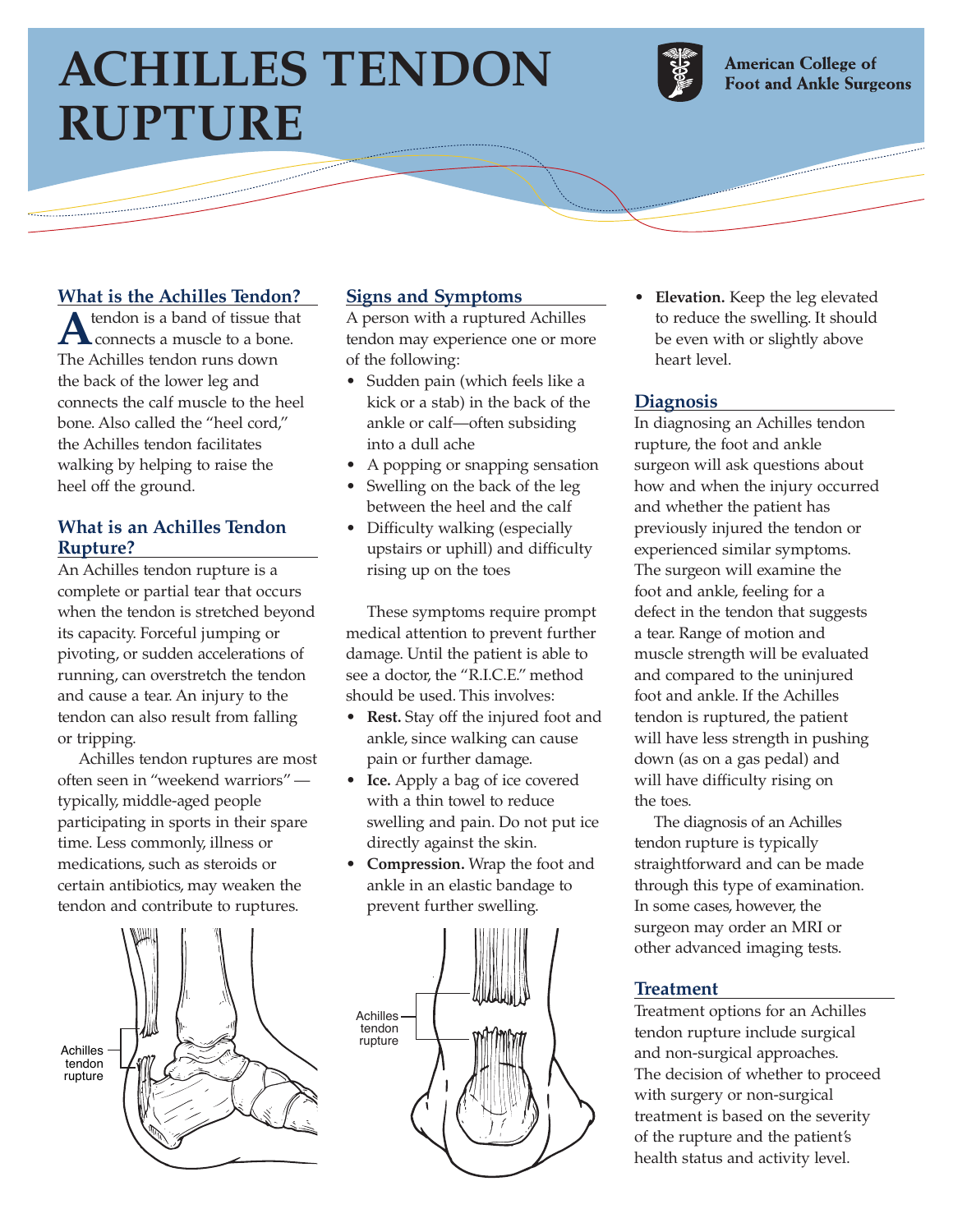# ACHILLES TENDON RUPTURE

American College of Foot and Ankle Surgeons

## What is the Achilles Tendon?

A tendon is a band of tissue that connects a muscle to a bone. The Achilles tendon runs down the back of the lower leg and connects the calf muscle to the heel bone. Also called the "heel cord," the Achilles tendon facilitates walking by helping to raise the heel off the ground.

## What is an Achilles Tendon Rupture?

An Achilles tendon rupture is a complete or partial tear that occurs when the tendon is stretched beyond its capacity. Forceful jumping or pivoting, or sudden accelerations of running, can overstretch the tendon and cause a tear. An injury to the tendon can also result from falling or tripping.

Achilles tendon ruptures are most often seen in "weekend warriors" — typically, middle-aged people participating in sports in their spare time. Less commonly, illness or medications, such as steroids or certain antibiotics, may weaken the tendon and contribute to ruptures.

Achilles tendon rupture

## Signs and Symptoms

A person with a ruptured Achilles tendon may experience one or more of the following:

- Sudden pain (which feels like a kick or a stab) in the back of the ankle or calf—often subsiding into a dull ache
- A popping or snapping sensation
- Swelling on the back of the leg between the heel and the calf
- Difficulty walking (especially upstairs or uphill) and difficulty rising up on the toes

These symptoms require prompt medical attention to prevent further damage. Until the patient is able to see a doctor, the "R.I.C.E." method should be used. This involves:

- **Rest.** Stay off the injured foot and ankle, since walking can cause pain or further damage.
- **Ice.** Apply a bag of ice covered with a thin towel to reduce swelling and pain. Do not put ice directly against the skin.
- **Compression.** Wrap the foot and ankle in an elastic bandage to prevent further swelling.
- **Elevation.** Keep the leg elevated to reduce the swelling. It should be even with or slightly above heart level.

Achilles tendon rupture

## Diagnosis

In diagnosing an Achilles tendon rupture, the foot and ankle surgeon will ask questions about how and when the injury occurred and whether the patient has previously injured the tendon or experienced similar symptoms. The surgeon will examine the foot and ankle, feeling for a defect in the tendon that suggests a tear. Range of motion and muscle strength will be evaluated and compared to the uninjured foot and ankle. If the Achilles tendon is ruptured, the patient will have less strength in pushing down (as on a gas pedal) and will have difficulty rising on the toes.

The diagnosis of an Achilles tendon rupture is typically straightforward and can be made through this type of examination. In some cases, however, the surgeon may order an MRI or other advanced imaging tests.

## Treatment

Treatment options for an Achilles tendon rupture include surgical and non-surgical approaches. The decision of whether to proceed with surgery or non-surgical treatment is based on the severity of the rupture and the patient's health status and activity level.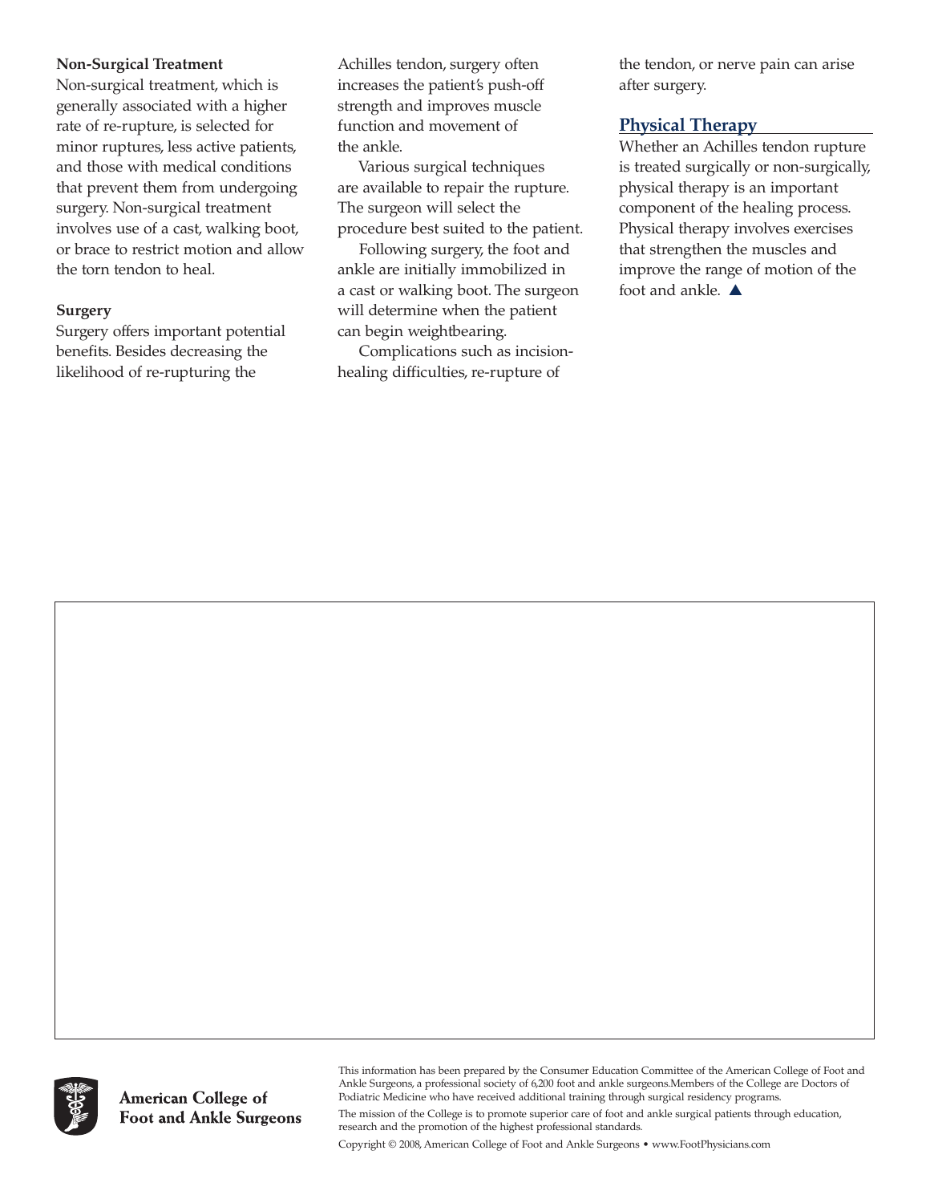**Non-Surgical Treatment**

Non-surgical treatment, which is generally associated with a higher rate of re-rupture, is selected for minor ruptures, less active patients, and those with medical conditions that prevent them from undergoing surgery. Non-surgical treatment involves use of a cast, walking boot, or brace to restrict motion and allow the torn tendon to heal.

**Surgery**

Surgery offers important potential benefits. Besides decreasing the likelihood of re-rupturing the Achilles tendon, surgery often increases the patient's push-off strength and improves muscle function and movement of the ankle.

Various surgical techniques are available to repair the rupture. The surgeon will select the procedure best suited to the patient.

Following surgery, the foot and ankle are initially immobilized in a cast or walking boot. The surgeon will determine when the patient can begin weightbearing.

Complications such as incision-healing difficulties, re-rupture of the tendon, or nerve pain can arise after surgery.

## Physical Therapy

Whether an Achilles tendon rupture is treated surgically or non-surgically, physical therapy is an important component of the healing process. Physical therapy involves exercises that strengthen the muscles and improve the range of motion of the foot and ankle. ▲

**American College of Foot and Ankle Surgeons**

This information has been prepared by the Consumer Education Committee of the American College of Foot and Ankle Surgeons, a professional society of 6,200 foot and ankle surgeons.Members of the College are Doctors of Podiatric Medicine who have received additional training through surgical residency programs.

The mission of the College is to promote superior care of foot and ankle surgical patients through education, research and the promotion of the highest professional standards.

Copyright © 2008, American College of Foot and Ankle Surgeons • www.FootPhysicians.com